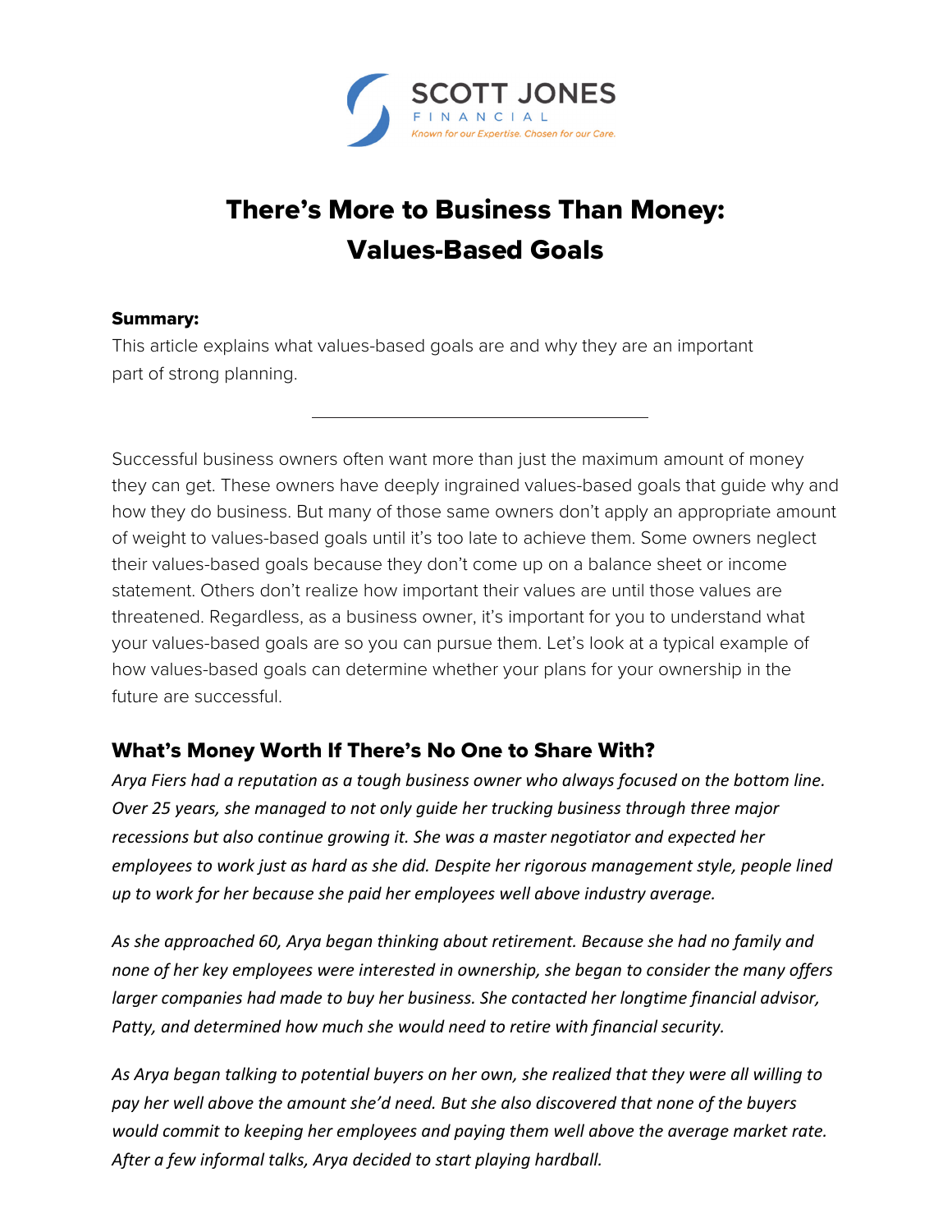SCOTT JONES
FINANCIAL
*Known for our Expertise. Chosen for our Care.*

# There's More to Business Than Money: Values-Based Goals

**Summary:**
This article explains what values-based goals are and why they are an important part of strong planning.

---

Successful business owners often want more than just the maximum amount of money they can get. These owners have deeply ingrained values-based goals that guide why and how they do business. But many of those same owners don't apply an appropriate amount of weight to values-based goals until it's too late to achieve them. Some owners neglect their values-based goals because they don't come up on a balance sheet or income statement. Others don't realize how important their values are until those values are threatened. Regardless, as a business owner, it's important for you to understand what your values-based goals are so you can pursue them. Let's look at a typical example of how values-based goals can determine whether your plans for your ownership in the future are successful.

## What's Money Worth If There's No One to Share With?

*Arya Fiers had a reputation as a tough business owner who always focused on the bottom line. Over 25 years, she managed to not only guide her trucking business through three major recessions but also continue growing it. She was a master negotiator and expected her employees to work just as hard as she did. Despite her rigorous management style, people lined up to work for her because she paid her employees well above industry average.*

*As she approached 60, Arya began thinking about retirement. Because she had no family and none of her key employees were interested in ownership, she began to consider the many offers larger companies had made to buy her business. She contacted her longtime financial advisor, Patty, and determined how much she would need to retire with financial security.*

*As Arya began talking to potential buyers on her own, she realized that they were all willing to pay her well above the amount she'd need. But she also discovered that none of the buyers would commit to keeping her employees and paying them well above the average market rate. After a few informal talks, Arya decided to start playing hardball.*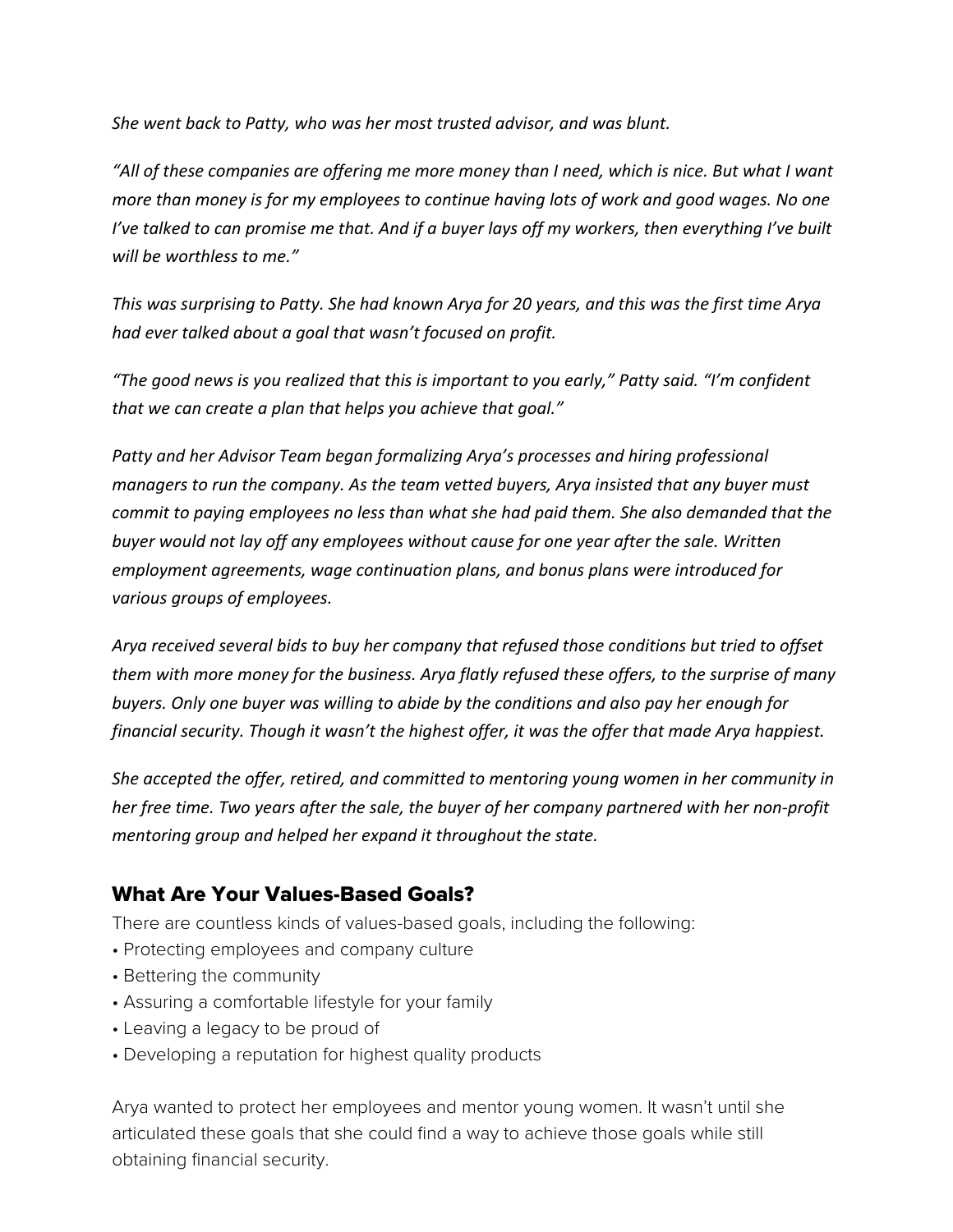*She went back to Patty, who was her most trusted advisor, and was blunt.*

*"All of these companies are offering me more money than I need, which is nice. But what I want more than money is for my employees to continue having lots of work and good wages. No one I've talked to can promise me that. And if a buyer lays off my workers, then everything I've built will be worthless to me."*

*This was surprising to Patty. She had known Arya for 20 years, and this was the first time Arya had ever talked about a goal that wasn't focused on profit.*

*"The good news is you realized that this is important to you early," Patty said. "I'm confident that we can create a plan that helps you achieve that goal."*

*Patty and her Advisor Team began formalizing Arya's processes and hiring professional managers to run the company. As the team vetted buyers, Arya insisted that any buyer must commit to paying employees no less than what she had paid them. She also demanded that the buyer would not lay off any employees without cause for one year after the sale. Written employment agreements, wage continuation plans, and bonus plans were introduced for various groups of employees.*

*Arya received several bids to buy her company that refused those conditions but tried to offset them with more money for the business. Arya flatly refused these offers, to the surprise of many buyers. Only one buyer was willing to abide by the conditions and also pay her enough for financial security. Though it wasn't the highest offer, it was the offer that made Arya happiest.*

*She accepted the offer, retired, and committed to mentoring young women in her community in her free time. Two years after the sale, the buyer of her company partnered with her non-profit mentoring group and helped her expand it throughout the state.*

## What Are Your Values-Based Goals?

There are countless kinds of values-based goals, including the following:

- Protecting employees and company culture
- Bettering the community
- Assuring a comfortable lifestyle for your family
- Leaving a legacy to be proud of
- Developing a reputation for highest quality products

Arya wanted to protect her employees and mentor young women. It wasn't until she articulated these goals that she could find a way to achieve those goals while still obtaining financial security.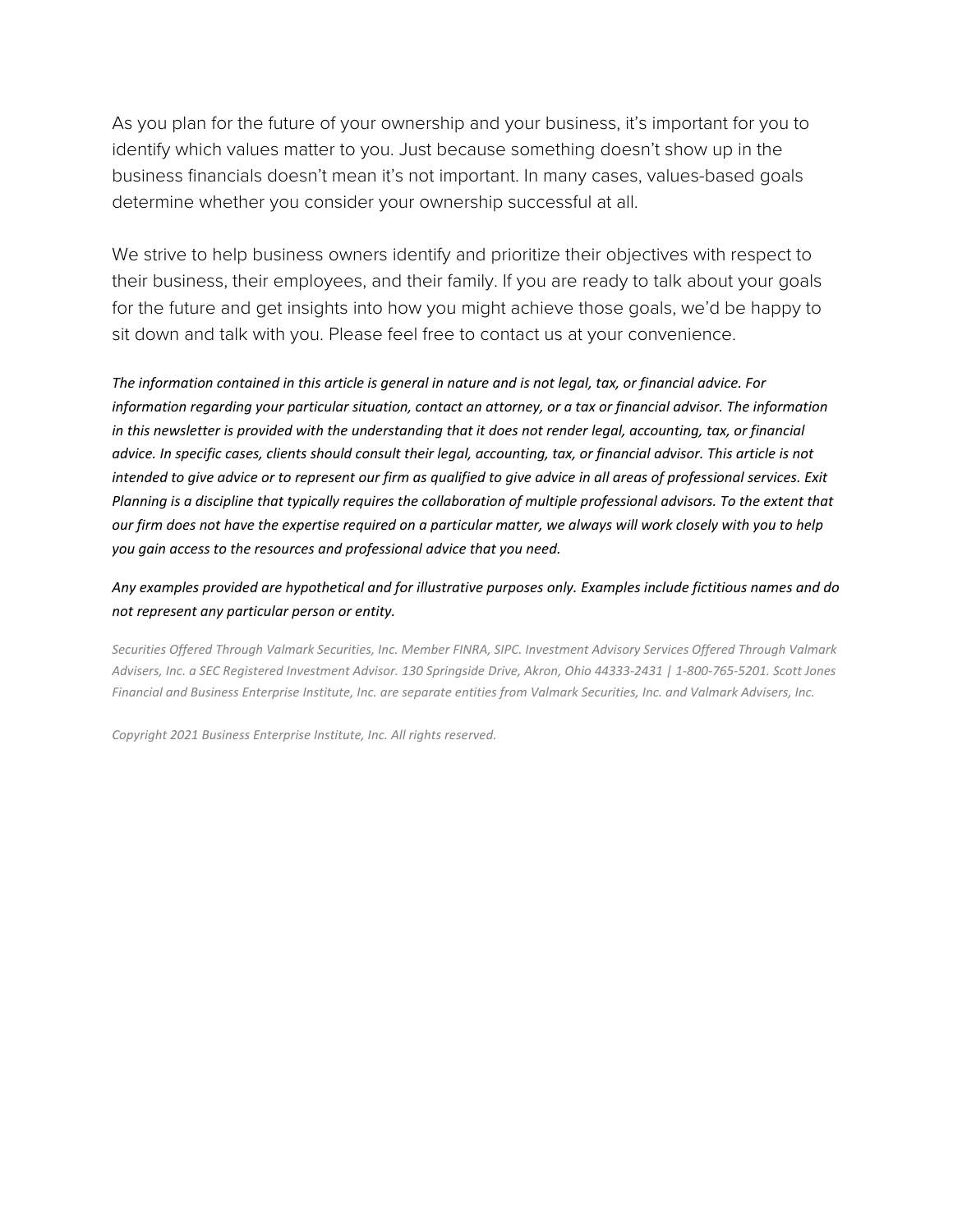As you plan for the future of your ownership and your business, it's important for you to identify which values matter to you. Just because something doesn't show up in the business financials doesn't mean it's not important. In many cases, values-based goals determine whether you consider your ownership successful at all.

We strive to help business owners identify and prioritize their objectives with respect to their business, their employees, and their family. If you are ready to talk about your goals for the future and get insights into how you might achieve those goals, we'd be happy to sit down and talk with you. Please feel free to contact us at your convenience.

*The information contained in this article is general in nature and is not legal, tax, or financial advice. For information regarding your particular situation, contact an attorney, or a tax or financial advisor. The information in this newsletter is provided with the understanding that it does not render legal, accounting, tax, or financial advice. In specific cases, clients should consult their legal, accounting, tax, or financial advisor. This article is not intended to give advice or to represent our firm as qualified to give advice in all areas of professional services. Exit Planning is a discipline that typically requires the collaboration of multiple professional advisors. To the extent that our firm does not have the expertise required on a particular matter, we always will work closely with you to help you gain access to the resources and professional advice that you need.*

*Any examples provided are hypothetical and for illustrative purposes only. Examples include fictitious names and do not represent any particular person or entity.*

*Securities Offered Through Valmark Securities, Inc. Member FINRA, SIPC. Investment Advisory Services Offered Through Valmark Advisers, Inc. a SEC Registered Investment Advisor. 130 Springside Drive, Akron, Ohio 44333-2431 | 1-800-765-5201. Scott Jones Financial and Business Enterprise Institute, Inc. are separate entities from Valmark Securities, Inc. and Valmark Advisers, Inc.*

*Copyright 2021 Business Enterprise Institute, Inc. All rights reserved.*